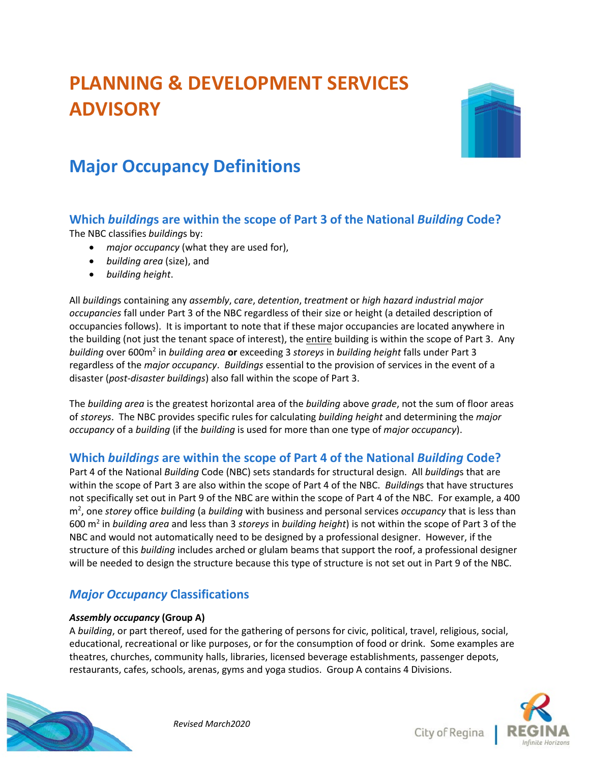# PLANNING & DEVELOPMENT SERVICES ADVISORY

## Major Occupancy Definitions

### Which *buildings* are within the scope of Part 3 of the National *Building* Code?

The NBC classifies *buildings* by:

- *major occupancy* (what they are used for),
- *building area* (size), and
- *building height*.

All *buildings* containing any *assembly*, *care*, *detention*, *treatment* or *high hazard industrial major occupancies* fall under Part 3 of the NBC regardless of their size or height (a detailed description of occupancies follows). It is important to note that if these major occupancies are located anywhere in the building (not just the tenant space of interest), the entire building is within the scope of Part 3. Any *building* over 600m$^2$ in *building area* **or** exceeding 3 *storeys* in *building height* falls under Part 3 regardless of the *major occupancy*. *Buildings* essential to the provision of services in the event of a disaster (*post-disaster buildings*) also fall within the scope of Part 3.

The *building area* is the greatest horizontal area of the *building* above *grade*, not the sum of floor areas of *storeys*. The NBC provides specific rules for calculating *building height* and determining the *major occupancy* of a *building* (if the *building* is used for more than one type of *major occupancy*).

### Which *buildings* are within the scope of Part 4 of the National *Building* Code?

Part 4 of the National *Building* Code (NBC) sets standards for structural design. All *buildings* that are within the scope of Part 3 are also within the scope of Part 4 of the NBC. *Buildings* that have structures not specifically set out in Part 9 of the NBC are within the scope of Part 4 of the NBC. For example, a 400 m$^2$, one *storey* office *building* (a *building* with business and personal services *occupancy* that is less than 600 m$^2$ in *building area* and less than 3 *storeys* in *building height*) is not within the scope of Part 3 of the NBC and would not automatically need to be designed by a professional designer. However, if the structure of this *building* includes arched or glulam beams that support the roof, a professional designer will be needed to design the structure because this type of structure is not set out in Part 9 of the NBC.

### *Major Occupancy* Classifications

***Assembly occupancy* (Group A)**

A *building*, or part thereof, used for the gathering of persons for civic, political, travel, religious, social, educational, recreational or like purposes, or for the consumption of food or drink. Some examples are theatres, churches, community halls, libraries, licensed beverage establishments, passenger depots, restaurants, cafes, schools, arenas, gyms and yoga studios. Group A contains 4 Divisions.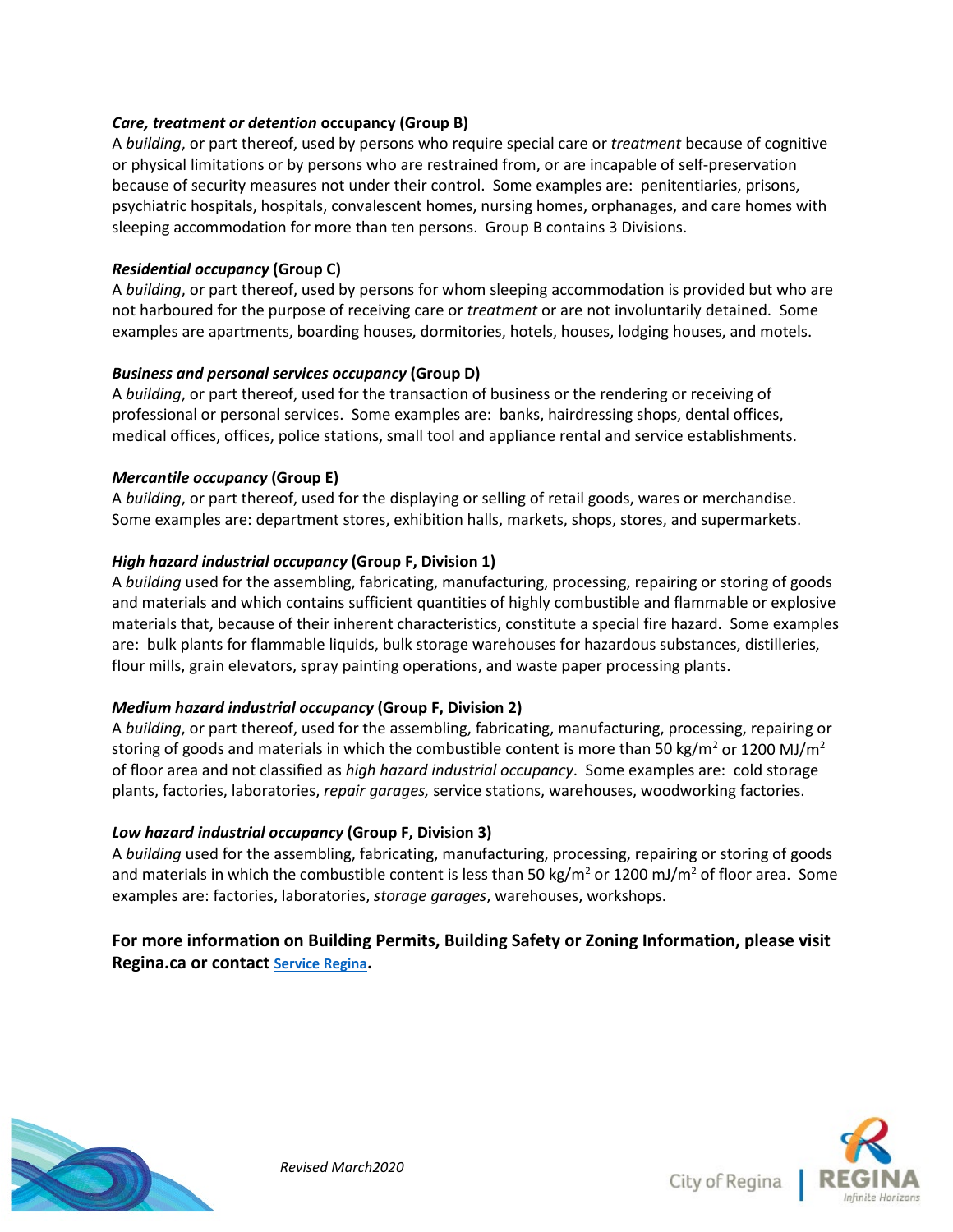***Care, treatment or detention* occupancy (Group B)**
A *building*, or part thereof, used by persons who require special care or *treatment* because of cognitive or physical limitations or by persons who are restrained from, or are incapable of self-preservation because of security measures not under their control. Some examples are: penitentiaries, prisons, psychiatric hospitals, hospitals, convalescent homes, nursing homes, orphanages, and care homes with sleeping accommodation for more than ten persons. Group B contains 3 Divisions.

***Residential occupancy* (Group C)**
A *building*, or part thereof, used by persons for whom sleeping accommodation is provided but who are not harboured for the purpose of receiving care or *treatment* or are not involuntarily detained. Some examples are apartments, boarding houses, dormitories, hotels, houses, lodging houses, and motels.

***Business and personal services occupancy* (Group D)**
A *building*, or part thereof, used for the transaction of business or the rendering or receiving of professional or personal services. Some examples are: banks, hairdressing shops, dental offices, medical offices, offices, police stations, small tool and appliance rental and service establishments.

***Mercantile occupancy* (Group E)**
A *building*, or part thereof, used for the displaying or selling of retail goods, wares or merchandise. Some examples are: department stores, exhibition halls, markets, shops, stores, and supermarkets.

***High hazard industrial occupancy* (Group F, Division 1)**
A *building* used for the assembling, fabricating, manufacturing, processing, repairing or storing of goods and materials and which contains sufficient quantities of highly combustible and flammable or explosive materials that, because of their inherent characteristics, constitute a special fire hazard. Some examples are: bulk plants for flammable liquids, bulk storage warehouses for hazardous substances, distilleries, flour mills, grain elevators, spray painting operations, and waste paper processing plants.

***Medium hazard industrial occupancy* (Group F, Division 2)**
A *building*, or part thereof, used for the assembling, fabricating, manufacturing, processing, repairing or storing of goods and materials in which the combustible content is more than 50 $kg/m^2$ or 1200 $MJ/m^2$ of floor area and not classified as *high hazard industrial occupancy*. Some examples are: cold storage plants, factories, laboratories, *repair garages,* service stations, warehouses, woodworking factories.

***Low hazard industrial occupancy* (Group F, Division 3)**
A *building* used for the assembling, fabricating, manufacturing, processing, repairing or storing of goods and materials in which the combustible content is less than 50 $kg/m^2$ or 1200 $mJ/m^2$ of floor area. Some examples are: factories, laboratories, *storage garages*, warehouses, workshops.

**For more information on Building Permits, Building Safety or Zoning Information, please visit Regina.ca or contact Service Regina.**

*Revised March2020*